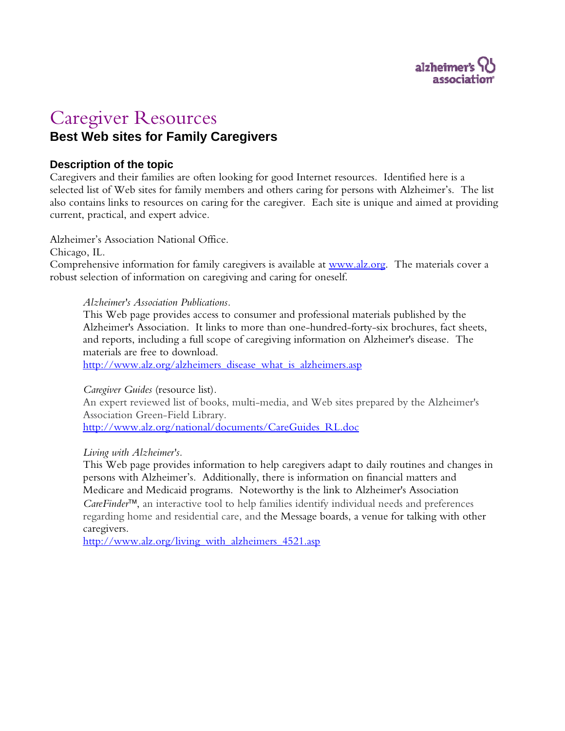# Caregiver Resources

## Best Web sites for Family Caregivers

### Description of the topic

Caregivers and their families are often looking for good Internet resources. Identified here is a selected list of Web sites for family members and others caring for persons with Alzheimer's. The list also contains links to resources on caring for the caregiver. Each site is unique and aimed at providing current, practical, and expert advice.

Alzheimer's Association National Office.
Chicago, IL.
Comprehensive information for family caregivers is available at [www.alz.org](http://www.alz.org). The materials cover a robust selection of information on caregiving and caring for oneself.

> *Alzheimer's Association Publications.*
> This Web page provides access to consumer and professional materials published by the Alzheimer's Association. It links to more than one-hundred-forty-six brochures, fact sheets, and reports, including a full scope of caregiving information on Alzheimer's disease. The materials are free to download.
> http://www.alz.org/alzheimers_disease_what_is_alzheimers.asp
>
> *Caregiver Guides* (resource list).
> An expert reviewed list of books, multi-media, and Web sites prepared by the Alzheimer's Association Green-Field Library.
> http://www.alz.org/national/documents/CareGuides_RL.doc
>
> *Living with Alzheimer's.*
> This Web page provides information to help caregivers adapt to daily routines and changes in persons with Alzheimer's. Additionally, there is information on financial matters and Medicare and Medicaid programs. Noteworthy is the link to Alzheimer's Association *CareFinder*™, an interactive tool to help families identify individual needs and preferences regarding home and residential care, and the Message boards, a venue for talking with other caregivers.
> http://www.alz.org/living_with_alzheimers_4521.asp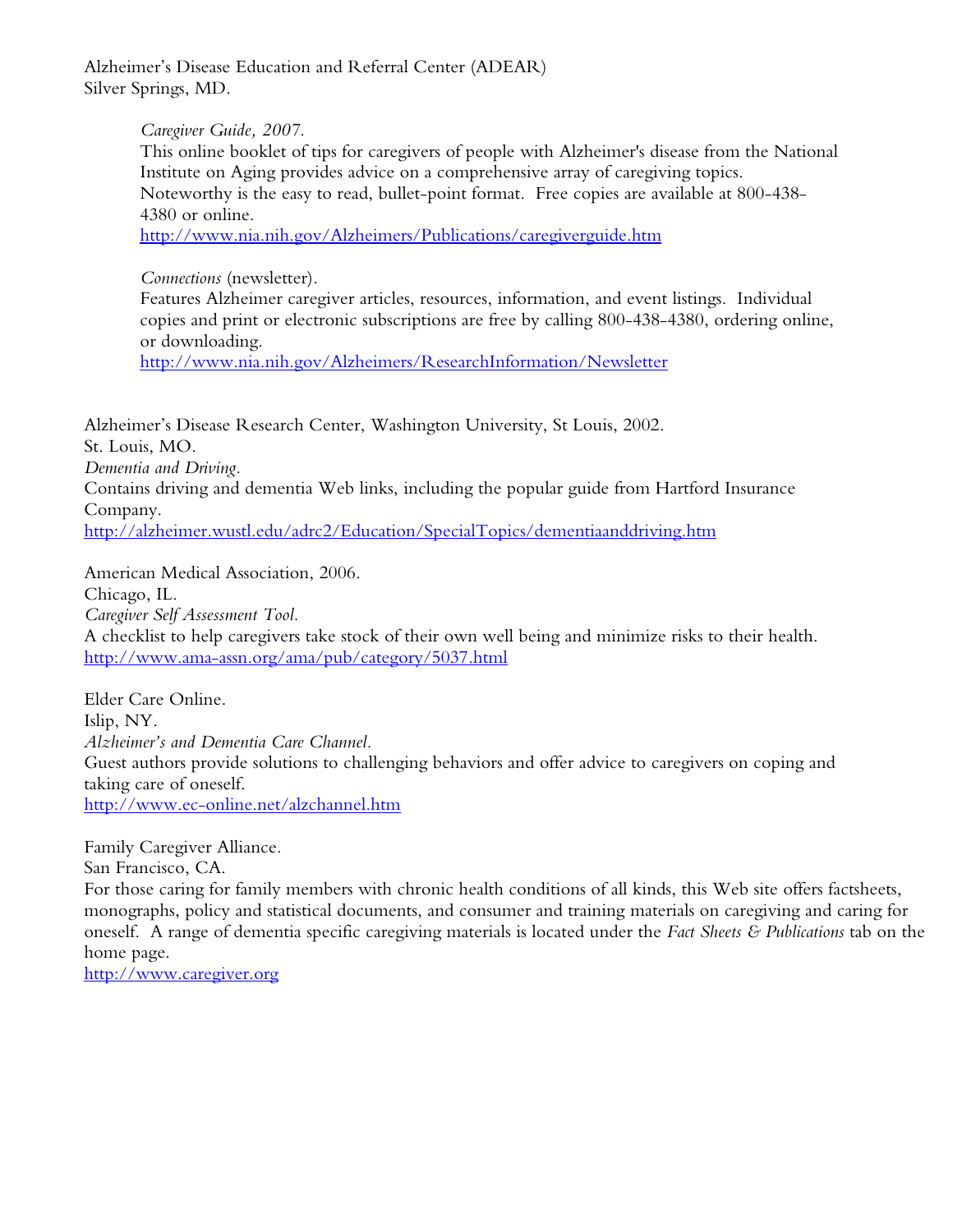Alzheimer's Disease Education and Referral Center (ADEAR)
Silver Springs, MD.

> *Caregiver Guide, 2007.*
> This online booklet of tips for caregivers of people with Alzheimer's disease from the National Institute on Aging provides advice on a comprehensive array of caregiving topics. Noteworthy is the easy to read, bullet-point format. Free copies are available at 800-438-4380 or online.
> http://www.nia.nih.gov/Alzheimers/Publications/caregiverguide.htm
>
> *Connections* (newsletter).
> Features Alzheimer caregiver articles, resources, information, and event listings. Individual copies and print or electronic subscriptions are free by calling 800-438-4380, ordering online, or downloading.
> http://www.nia.nih.gov/Alzheimers/ResearchInformation/Newsletter

Alzheimer's Disease Research Center, Washington University, St Louis, 2002.
St. Louis, MO.
*Dementia and Driving.*
Contains driving and dementia Web links, including the popular guide from Hartford Insurance Company.
http://alzheimer.wustl.edu/adrc2/Education/SpecialTopics/dementiaanddriving.htm

American Medical Association, 2006.
Chicago, IL.
*Caregiver Self Assessment Tool.*
A checklist to help caregivers take stock of their own well being and minimize risks to their health.
http://www.ama-assn.org/ama/pub/category/5037.html

Elder Care Online.
Islip, NY.
*Alzheimer's and Dementia Care Channel.*
Guest authors provide solutions to challenging behaviors and offer advice to caregivers on coping and taking care of oneself.
http://www.ec-online.net/alzchannel.htm

Family Caregiver Alliance.
San Francisco, CA.
For those caring for family members with chronic health conditions of all kinds, this Web site offers factsheets, monographs, policy and statistical documents, and consumer and training materials on caregiving and caring for oneself. A range of dementia specific caregiving materials is located under the *Fact Sheets & Publications* tab on the home page.
http://www.caregiver.org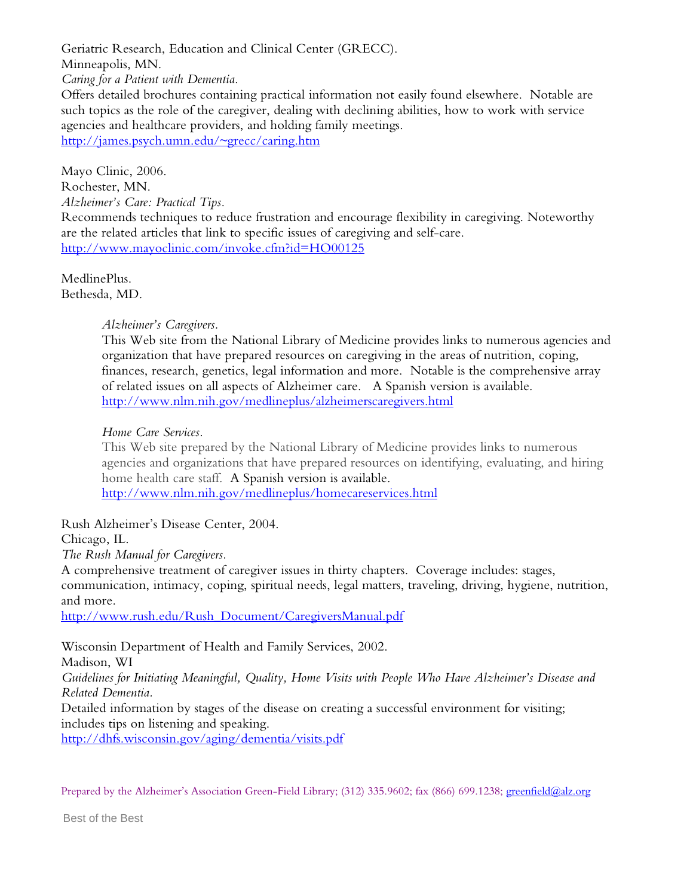Geriatric Research, Education and Clinical Center (GRECC).
Minneapolis, MN.
*Caring for a Patient with Dementia.*
Offers detailed brochures containing practical information not easily found elsewhere. Notable are such topics as the role of the caregiver, dealing with declining abilities, how to work with service agencies and healthcare providers, and holding family meetings.
http://james.psych.umn.edu/~grecc/caring.htm

Mayo Clinic, 2006.
Rochester, MN.
*Alzheimer's Care: Practical Tips.*
Recommends techniques to reduce frustration and encourage flexibility in caregiving. Noteworthy are the related articles that link to specific issues of caregiving and self-care.
http://www.mayoclinic.com/invoke.cfm?id=HO00125

MedlinePlus.
Bethesda, MD.

> *Alzheimer's Caregivers.*
> This Web site from the National Library of Medicine provides links to numerous agencies and organization that have prepared resources on caregiving in the areas of nutrition, coping, finances, research, genetics, legal information and more. Notable is the comprehensive array of related issues on all aspects of Alzheimer care. A Spanish version is available.
> http://www.nlm.nih.gov/medlineplus/alzheimerscaregivers.html
>
> *Home Care Services.*
> This Web site prepared by the National Library of Medicine provides links to numerous agencies and organizations that have prepared resources on identifying, evaluating, and hiring home health care staff. A Spanish version is available.
> http://www.nlm.nih.gov/medlineplus/homecareservices.html

Rush Alzheimer's Disease Center, 2004.
Chicago, IL.
*The Rush Manual for Caregivers.*
A comprehensive treatment of caregiver issues in thirty chapters. Coverage includes: stages, communication, intimacy, coping, spiritual needs, legal matters, traveling, driving, hygiene, nutrition, and more.
http://www.rush.edu/Rush_Document/CaregiversManual.pdf

Wisconsin Department of Health and Family Services, 2002.
Madison, WI
*Guidelines for Initiating Meaningful, Quality, Home Visits with People Who Have Alzheimer's Disease and Related Dementia.*
Detailed information by stages of the disease on creating a successful environment for visiting; includes tips on listening and speaking.
http://dhfs.wisconsin.gov/aging/dementia/visits.pdf